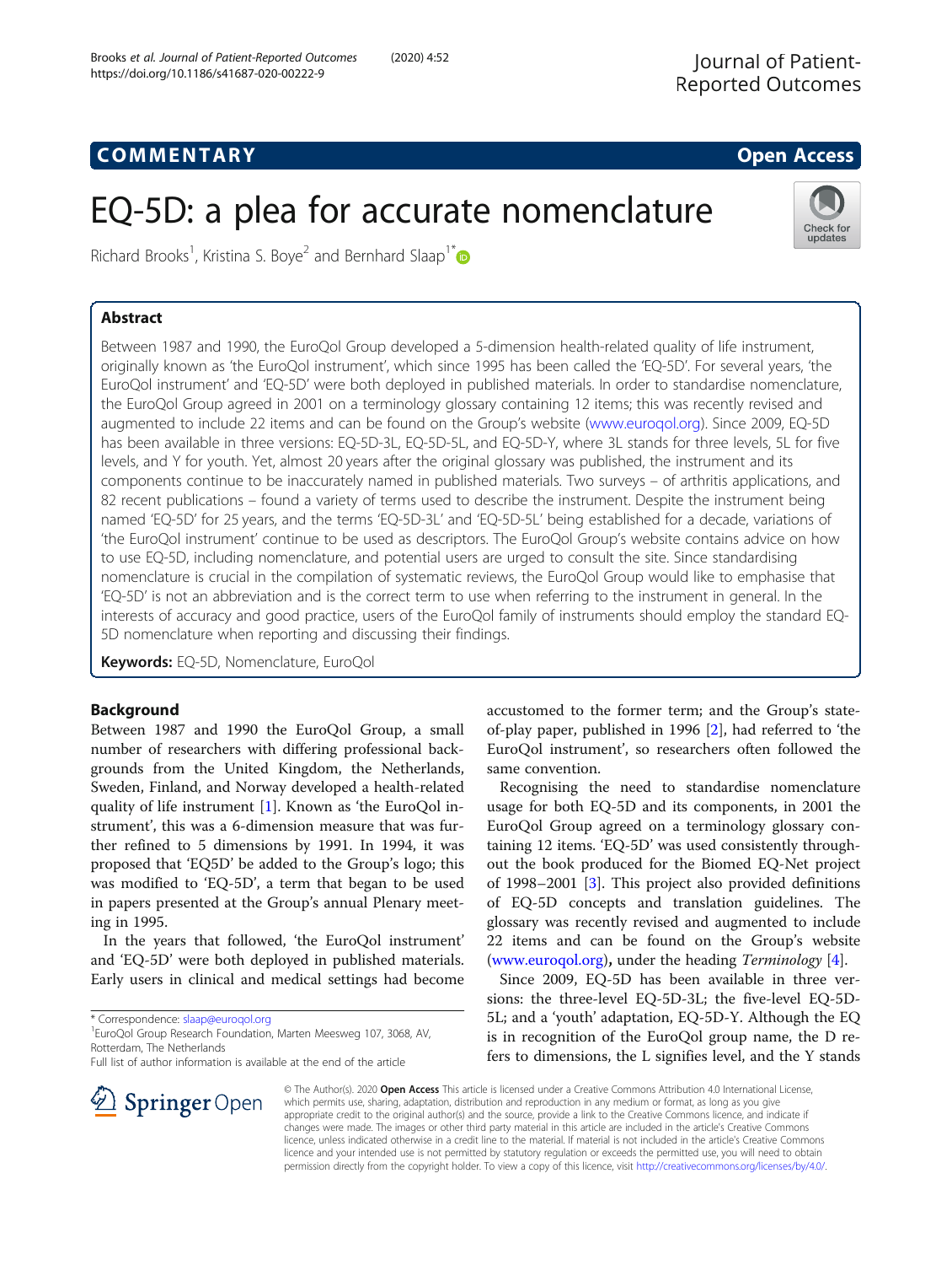COMMENTARY

Open Access

# EQ-5D: a plea for accurate nomenclature

Richard Brooks[1], Kristina S. Boye[2] and Bernhard Slaap[1*]

## Abstract

Between 1987 and 1990, the EuroQol Group developed a 5-dimension health-related quality of life instrument, originally known as 'the EuroQol instrument', which since 1995 has been called the 'EQ-5D'. For several years, 'the EuroQol instrument' and 'EQ-5D' were both deployed in published materials. In order to standardise nomenclature, the EuroQol Group agreed in 2001 on a terminology glossary containing 12 items; this was recently revised and augmented to include 22 items and can be found on the Group's website (www.euroqol.org). Since 2009, EQ-5D has been available in three versions: EQ-5D-3L, EQ-5D-5L, and EQ-5D-Y, where 3L stands for three levels, 5L for five levels, and Y for youth. Yet, almost 20 years after the original glossary was published, the instrument and its components continue to be inaccurately named in published materials. Two surveys – of arthritis applications, and 82 recent publications – found a variety of terms used to describe the instrument. Despite the instrument being named 'EQ-5D' for 25 years, and the terms 'EQ-5D-3L' and 'EQ-5D-5L' being established for a decade, variations of 'the EuroQol instrument' continue to be used as descriptors. The EuroQol Group's website contains advice on how to use EQ-5D, including nomenclature, and potential users are urged to consult the site. Since standardising nomenclature is crucial in the compilation of systematic reviews, the EuroQol Group would like to emphasise that 'EQ-5D' is not an abbreviation and is the correct term to use when referring to the instrument in general. In the interests of accuracy and good practice, users of the EuroQol family of instruments should employ the standard EQ-5D nomenclature when reporting and discussing their findings.

**Keywords:** EQ-5D, Nomenclature, EuroQol

## Background

Between 1987 and 1990 the EuroQol Group, a small number of researchers with differing professional backgrounds from the United Kingdom, the Netherlands, Sweden, Finland, and Norway developed a health-related quality of life instrument [1]. Known as 'the EuroQol instrument', this was a 6-dimension measure that was further refined to 5 dimensions by 1991. In 1994, it was proposed that 'EQ5D' be added to the Group's logo; this was modified to 'EQ-5D', a term that began to be used in papers presented at the Group's annual Plenary meeting in 1995.

In the years that followed, 'the EuroQol instrument' and 'EQ-5D' were both deployed in published materials. Early users in clinical and medical settings had become accustomed to the former term; and the Group's state-of-play paper, published in 1996 [2], had referred to 'the EuroQol instrument', so researchers often followed the same convention.

Recognising the need to standardise nomenclature usage for both EQ-5D and its components, in 2001 the EuroQol Group agreed on a terminology glossary containing 12 items. 'EQ-5D' was used consistently throughout the book produced for the Biomed EQ-Net project of 1998–2001 [3]. This project also provided definitions of EQ-5D concepts and translation guidelines. The glossary was recently revised and augmented to include 22 items and can be found on the Group's website (www.euroqol.org), under the heading *Terminology* [4].

Since 2009, EQ-5D has been available in three versions: the three-level EQ-5D-3L; the five-level EQ-5D-5L; and a 'youth' adaptation, EQ-5D-Y. Although the EQ is in recognition of the EuroQol group name, the D refers to dimensions, the L signifies level, and the Y stands

\* Correspondence: slaap@euroqol.org

[1]EuroQol Group Research Foundation, Marten Meesweg 107, 3068, AV, Rotterdam, The Netherlands

Full list of author information is available at the end of the article

© The Author(s). 2020 **Open Access** This article is licensed under a Creative Commons Attribution 4.0 International License, which permits use, sharing, adaptation, distribution and reproduction in any medium or format, as long as you give appropriate credit to the original author(s) and the source, provide a link to the Creative Commons licence, and indicate if changes were made. The images or other third party material in this article are included in the article's Creative Commons licence, unless indicated otherwise in a credit line to the material. If material is not included in the article's Creative Commons licence and your intended use is not permitted by statutory regulation or exceeds the permitted use, you will need to obtain permission directly from the copyright holder. To view a copy of this licence, visit http://creativecommons.org/licenses/by/4.0/.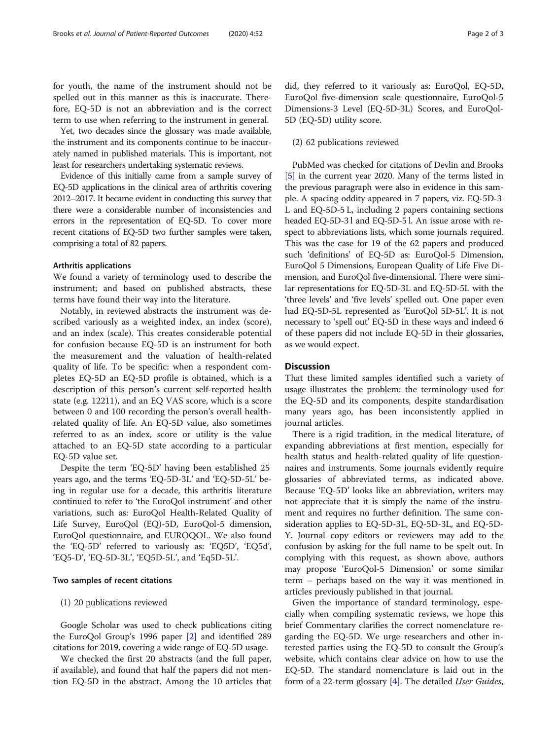for youth, the name of the instrument should not be spelled out in this manner as this is inaccurate. Therefore, EQ-5D is not an abbreviation and is the correct term to use when referring to the instrument in general.

Yet, two decades since the glossary was made available, the instrument and its components continue to be inaccurately named in published materials. This is important, not least for researchers undertaking systematic reviews.

Evidence of this initially came from a sample survey of EQ-5D applications in the clinical area of arthritis covering 2012–2017. It became evident in conducting this survey that there were a considerable number of inconsistencies and errors in the representation of EQ-5D. To cover more recent citations of EQ-5D two further samples were taken, comprising a total of 82 papers.

### Arthritis applications

We found a variety of terminology used to describe the instrument; and based on published abstracts, these terms have found their way into the literature.

Notably, in reviewed abstracts the instrument was described variously as a weighted index, an index (score), and an index (scale). This creates considerable potential for confusion because EQ-5D is an instrument for both the measurement and the valuation of health-related quality of life. To be specific: when a respondent completes EQ-5D an EQ-5D profile is obtained, which is a description of this person's current self-reported health state (e.g. 12211), and an EQ VAS score, which is a score between 0 and 100 recording the person's overall health-related quality of life. An EQ-5D value, also sometimes referred to as an index, score or utility is the value attached to an EQ-5D state according to a particular EQ-5D value set.

Despite the term 'EQ-5D' having been established 25 years ago, and the terms 'EQ-5D-3L' and 'EQ-5D-5L' being in regular use for a decade, this arthritis literature continued to refer to 'the EuroQol instrument' and other variations, such as: EuroQol Health-Related Quality of Life Survey, EuroQol (EQ)-5D, EuroQol-5 dimension, EuroQol questionnaire, and EUROQOL. We also found the 'EQ-5D' referred to variously as: 'EQ5D', 'EQ5d', 'EQ5-D', 'EQ-5D-3L', 'EQ5D-5L', and 'Eq5D-5L'.

### Two samples of recent citations

(1) 20 publications reviewed

Google Scholar was used to check publications citing the EuroQol Group's 1996 paper [2] and identified 289 citations for 2019, covering a wide range of EQ-5D usage.

We checked the first 20 abstracts (and the full paper, if available), and found that half the papers did not mention EQ-5D in the abstract. Among the 10 articles that did, they referred to it variously as: EuroQol, EQ-5D, EuroQol five-dimension scale questionnaire, EuroQol-5 Dimensions-3 Level (EQ-5D-3L) Scores, and EuroQol-5D (EQ-5D) utility score.

(2) 62 publications reviewed

PubMed was checked for citations of Devlin and Brooks [5] in the current year 2020. Many of the terms listed in the previous paragraph were also in evidence in this sample. A spacing oddity appeared in 7 papers, viz. EQ-5D-3 L and EQ-5D-5 L, including 2 papers containing sections headed EQ-5D-3 l and EQ-5D-5 l. An issue arose with respect to abbreviations lists, which some journals required. This was the case for 19 of the 62 papers and produced such 'definitions' of EQ-5D as: EuroQol-5 Dimension, EuroQol 5 Dimensions, European Quality of Life Five Dimension, and EuroQol five-dimensional. There were similar representations for EQ-5D-3L and EQ-5D-5L with the 'three levels' and 'five levels' spelled out. One paper even had EQ-5D-5L represented as 'EuroQol 5D-5L'. It is not necessary to 'spell out' EQ-5D in these ways and indeed 6 of these papers did not include EQ-5D in their glossaries, as we would expect.

## Discussion

That these limited samples identified such a variety of usage illustrates the problem: the terminology used for the EQ-5D and its components, despite standardisation many years ago, has been inconsistently applied in journal articles.

There is a rigid tradition, in the medical literature, of expanding abbreviations at first mention, especially for health status and health-related quality of life questionnaires and instruments. Some journals evidently require glossaries of abbreviated terms, as indicated above. Because 'EQ-5D' looks like an abbreviation, writers may not appreciate that it is simply the name of the instrument and requires no further definition. The same consideration applies to EQ-5D-3L, EQ-5D-3L, and EQ-5D-Y. Journal copy editors or reviewers may add to the confusion by asking for the full name to be spelt out. In complying with this request, as shown above, authors may propose 'EuroQol-5 Dimension' or some similar term – perhaps based on the way it was mentioned in articles previously published in that journal.

Given the importance of standard terminology, especially when compiling systematic reviews, we hope this brief Commentary clarifies the correct nomenclature regarding the EQ-5D. We urge researchers and other interested parties using the EQ-5D to consult the Group's website, which contains clear advice on how to use the EQ-5D. The standard nomenclature is laid out in the form of a 22-term glossary [4]. The detailed *User Guides*,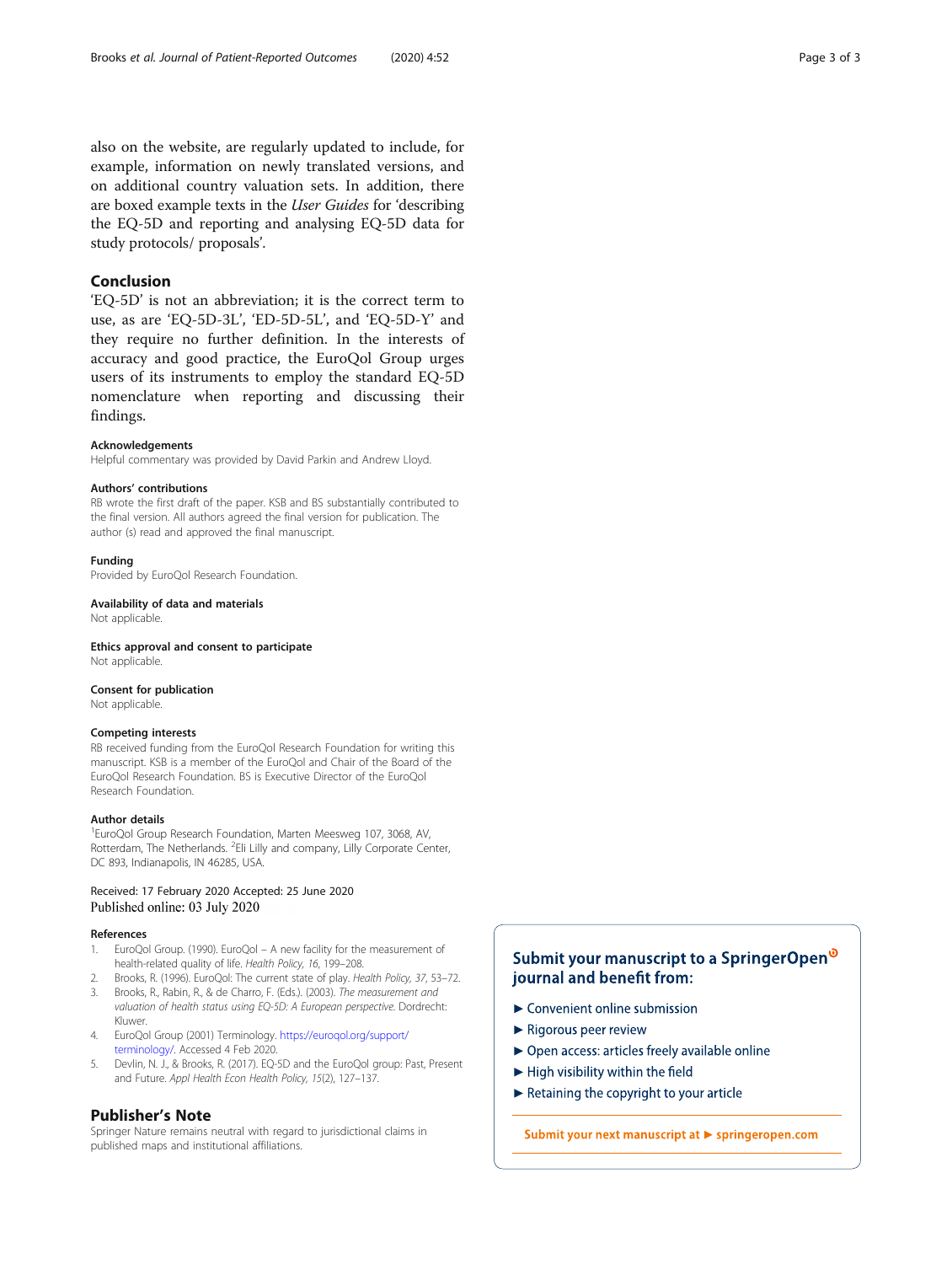also on the website, are regularly updated to include, for example, information on newly translated versions, and on additional country valuation sets. In addition, there are boxed example texts in the *User Guides* for 'describing the EQ-5D and reporting and analysing EQ-5D data for study protocols/ proposals'.

## Conclusion

'EQ-5D' is not an abbreviation; it is the correct term to use, as are 'EQ-5D-3L', 'ED-5D-5L', and 'EQ-5D-Y' and they require no further definition. In the interests of accuracy and good practice, the EuroQol Group urges users of its instruments to employ the standard EQ-5D nomenclature when reporting and discussing their findings.

#### Acknowledgements
Helpful commentary was provided by David Parkin and Andrew Lloyd.

#### Authors' contributions
RB wrote the first draft of the paper. KSB and BS substantially contributed to the final version. All authors agreed the final version for publication. The author (s) read and approved the final manuscript.

#### Funding
Provided by EuroQol Research Foundation.

#### Availability of data and materials
Not applicable.

#### Ethics approval and consent to participate
Not applicable.

#### Consent for publication
Not applicable.

#### Competing interests
RB received funding from the EuroQol Research Foundation for writing this manuscript. KSB is a member of the EuroQol and Chair of the Board of the EuroQol Research Foundation. BS is Executive Director of the EuroQol Research Foundation.

#### Author details
[1]EuroQol Group Research Foundation, Marten Meesweg 107, 3068, AV, Rotterdam, The Netherlands. [2]Eli Lilly and company, Lilly Corporate Center, DC 893, Indianapolis, IN 46285, USA.

Received: 17 February 2020 Accepted: 25 June 2020
Published online: 03 July 2020

#### References
1. EuroQol Group. (1990). EuroQol – A new facility for the measurement of health-related quality of life. *Health Policy, 16*, 199–208.
2. Brooks, R. (1996). EuroQol: The current state of play. *Health Policy, 37*, 53–72.
3. Brooks, R., Rabin, R., & de Charro, F. (Eds.). (2003). *The measurement and valuation of health status using EQ-5D: A European perspective*. Dordrecht: Kluwer.
4. EuroQol Group (2001) Terminology. https://euroqol.org/support/terminology/. Accessed 4 Feb 2020.
5. Devlin, N. J., & Brooks, R. (2017). EQ-5D and the EuroQol group: Past, Present and Future. *Appl Health Econ Health Policy, 15*(2), 127–137.

## Publisher's Note

Springer Nature remains neutral with regard to jurisdictional claims in published maps and institutional affiliations.

**Submit your manuscript to a SpringerOpen journal and benefit from:**

- ► Convenient online submission
- ► Rigorous peer review
- ► Open access: articles freely available online
- ► High visibility within the field
- ► Retaining the copyright to your article

**Submit your next manuscript at ► springeropen.com**